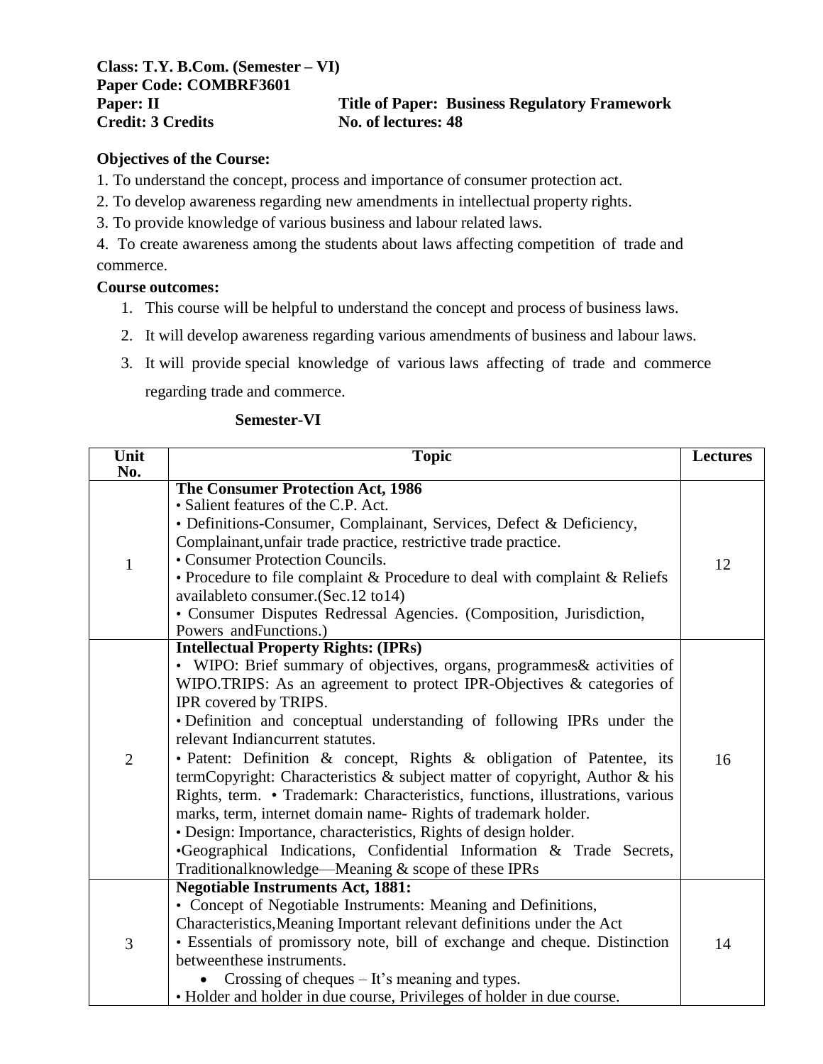**Class: T.Y. B.Com. (Semester – VI)**
**Paper Code: COMBRF3601**
**Paper: II** **Title of Paper: Business Regulatory Framework**
**Credit: 3 Credits** **No. of lectures: 48**

**Objectives of the Course:**

1. To understand the concept, process and importance of consumer protection act.
2. To develop awareness regarding new amendments in intellectual property rights.
3. To provide knowledge of various business and labour related laws.
4. To create awareness among the students about laws affecting competition of trade and commerce.

**Course outcomes:**

1. This course will be helpful to understand the concept and process of business laws.
2. It will develop awareness regarding various amendments of business and labour laws.
3. It will provide special knowledge of various laws affecting of trade and commerce regarding trade and commerce.

**Semester-VI**

| Unit No. | Topic | Lectures |
|---|---|---|
| 1 | **The Consumer Protection Act, 1986**<br>• Salient features of the C.P. Act.<br>• Definitions-Consumer, Complainant, Services, Defect & Deficiency, Complainant,unfair trade practice, restrictive trade practice.<br>• Consumer Protection Councils.<br>• Procedure to file complaint & Procedure to deal with complaint & Reliefs availableto consumer.(Sec.12 to14)<br>• Consumer Disputes Redressal Agencies. (Composition, Jurisdiction, Powers andFunctions.) | 12 |
| 2 | **Intellectual Property Rights: (IPRs)**<br>• WIPO: Brief summary of objectives, organs, programmes& activities of WIPO.TRIPS: As an agreement to protect IPR-Objectives & categories of IPR covered by TRIPS.<br>• Definition and conceptual understanding of following IPRs under the relevant Indiancurrent statutes.<br>• Patent: Definition & concept, Rights & obligation of Patentee, its termCopyright: Characteristics & subject matter of copyright, Author & his Rights, term. • Trademark: Characteristics, functions, illustrations, various marks, term, internet domain name- Rights of trademark holder.<br>• Design: Importance, characteristics, Rights of design holder.<br>•Geographical Indications, Confidential Information & Trade Secrets, Traditionalknowledge—Meaning & scope of these IPRs | 16 |
| 3 | **Negotiable Instruments Act, 1881:**<br>• Concept of Negotiable Instruments: Meaning and Definitions, Characteristics,Meaning Important relevant definitions under the Act<br>• Essentials of promissory note, bill of exchange and cheque. Distinction betweenthese instruments.<br>• Crossing of cheques – It's meaning and types.<br>• Holder and holder in due course, Privileges of holder in due course. | 14 |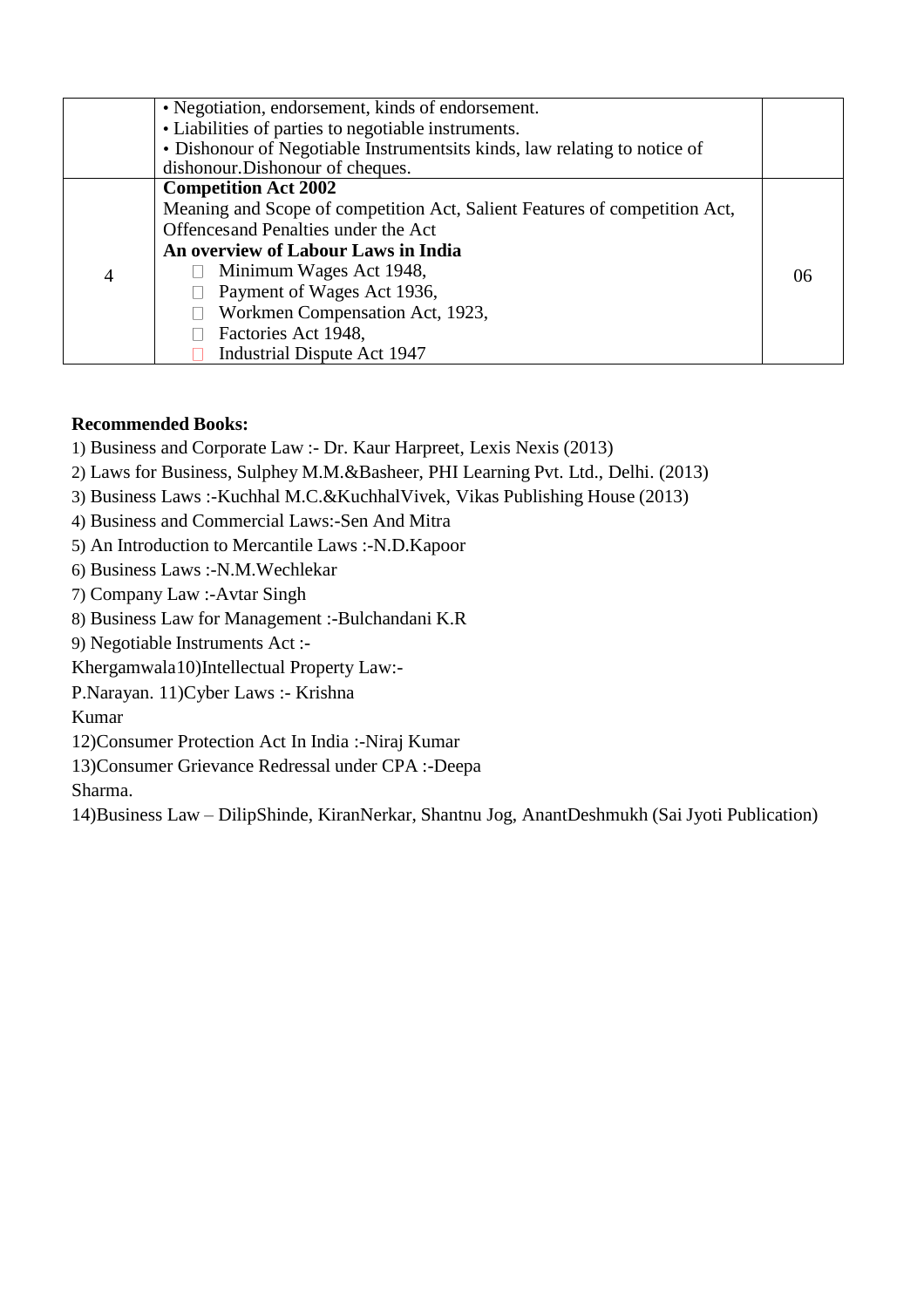|  | • Negotiation, endorsement, kinds of endorsement.<br>• Liabilities of parties to negotiable instruments.<br>• Dishonour of Negotiable Instrumentsits kinds, law relating to notice of dishonour.Dishonour of cheques. |  |
|---|---|---|
| 4 | **Competition Act 2002**<br>Meaning and Scope of competition Act, Salient Features of competition Act, Offencesand Penalties under the Act<br>**An overview of Labour Laws in India**<br>- Minimum Wages Act 1948,<br>- Payment of Wages Act 1936,<br>- Workmen Compensation Act, 1923,<br>- Factories Act 1948,<br>- Industrial Dispute Act 1947 | 06 |

**Recommended Books:**

1) Business and Corporate Law :- Dr. Kaur Harpreet, Lexis Nexis (2013)

2) Laws for Business, Sulphey M.M.&Basheer, PHI Learning Pvt. Ltd., Delhi. (2013)

3) Business Laws :-Kuchhal M.C.&KuchhalVivek, Vikas Publishing House (2013)

4) Business and Commercial Laws:-Sen And Mitra

5) An Introduction to Mercantile Laws :-N.D.Kapoor

6) Business Laws :-N.M.Wechlekar

7) Company Law :-Avtar Singh

8) Business Law for Management :-Bulchandani K.R

9) Negotiable Instruments Act :-
Khergamwala10)Intellectual Property Law:-
P.Narayan. 11)Cyber Laws :- Krishna
Kumar

12)Consumer Protection Act In India :-Niraj Kumar

13)Consumer Grievance Redressal under CPA :-Deepa
Sharma.

14)Business Law – DilipShinde, KiranNerkar, Shantnu Jog, AnantDeshmukh (Sai Jyoti Publication)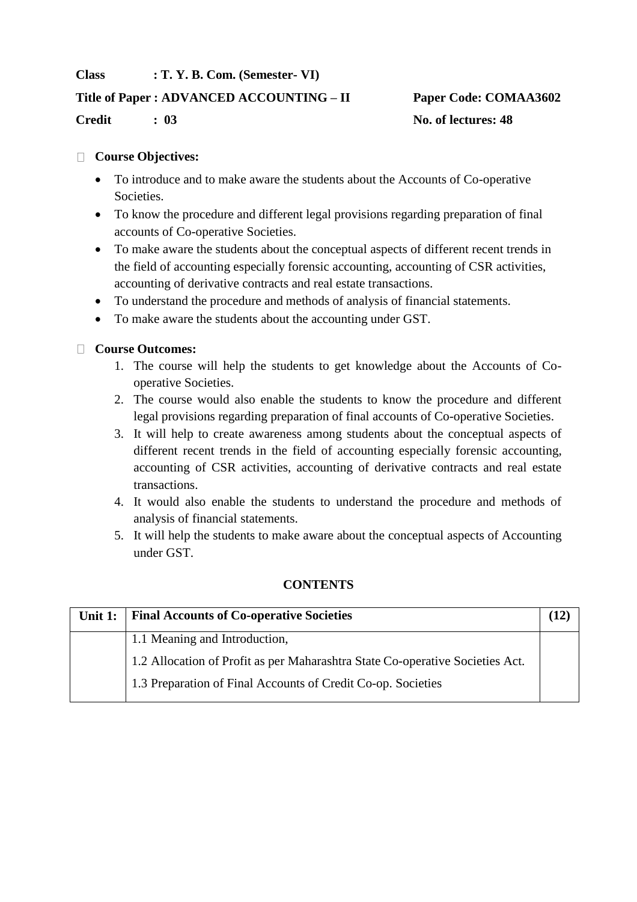**Class : T. Y. B. Com. (Semester- VI)**

**Title of Paper : ADVANCED ACCOUNTING – II** **Paper Code: COMAA3602**

**Credit : 03** **No. of lectures: 48**

- **Course Objectives:**
  - To introduce and to make aware the students about the Accounts of Co-operative Societies.
  - To know the procedure and different legal provisions regarding preparation of final accounts of Co-operative Societies.
  - To make aware the students about the conceptual aspects of different recent trends in the field of accounting especially forensic accounting, accounting of CSR activities, accounting of derivative contracts and real estate transactions.
  - To understand the procedure and methods of analysis of financial statements.
  - To make aware the students about the accounting under GST.

- **Course Outcomes:**
  1. The course will help the students to get knowledge about the Accounts of Co-operative Societies.
  2. The course would also enable the students to know the procedure and different legal provisions regarding preparation of final accounts of Co-operative Societies.
  3. It will help to create awareness among students about the conceptual aspects of different recent trends in the field of accounting especially forensic accounting, accounting of CSR activities, accounting of derivative contracts and real estate transactions.
  4. It would also enable the students to understand the procedure and methods of analysis of financial statements.
  5. It will help the students to make aware about the conceptual aspects of Accounting under GST.

**CONTENTS**

| Unit 1: | Final Accounts of Co-operative Societies | (12) |
|---|---|---|
| | 1.1 Meaning and Introduction,<br>1.2 Allocation of Profit as per Maharashtra State Co-operative Societies Act.<br>1.3 Preparation of Final Accounts of Credit Co-op. Societies | |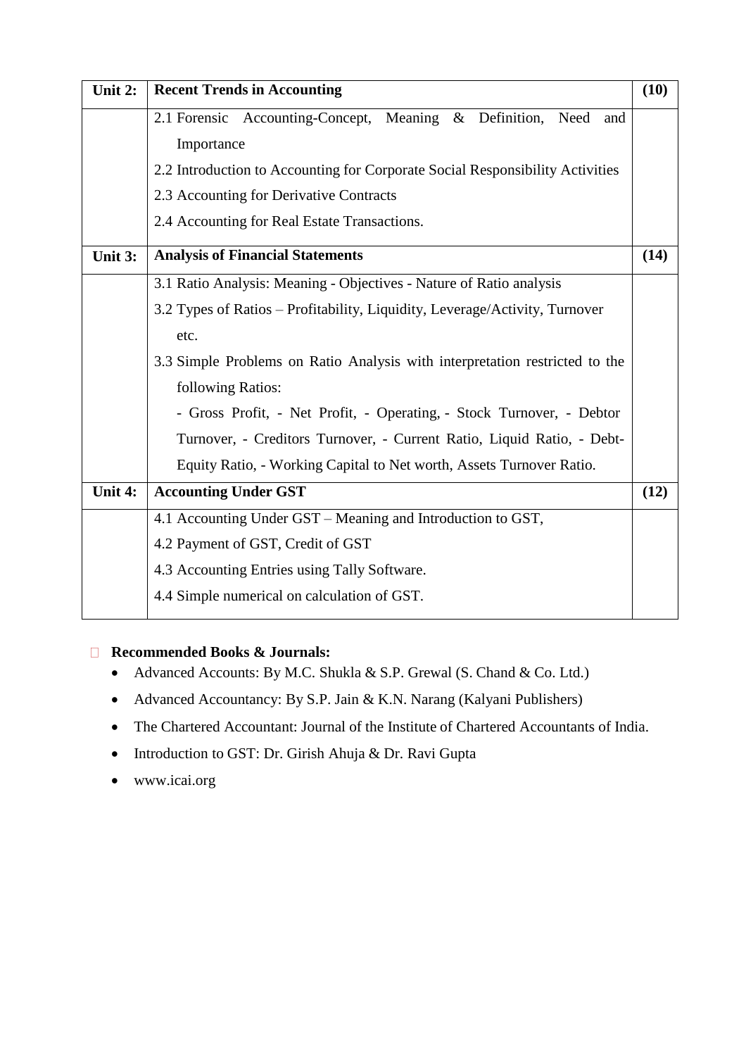| Unit 2: | Recent Trends in Accounting | (10) |
|---|---|---|
| | 2.1 Forensic Accounting-Concept, Meaning & Definition, Need and Importance<br>2.2 Introduction to Accounting for Corporate Social Responsibility Activities<br>2.3 Accounting for Derivative Contracts<br>2.4 Accounting for Real Estate Transactions. | |
| **Unit 3:** | **Analysis of Financial Statements** | **(14)** |
| | 3.1 Ratio Analysis: Meaning - Objectives - Nature of Ratio analysis<br>3.2 Types of Ratios – Profitability, Liquidity, Leverage/Activity, Turnover etc.<br>3.3 Simple Problems on Ratio Analysis with interpretation restricted to the following Ratios:<br>- Gross Profit, - Net Profit, - Operating, - Stock Turnover, - Debtor Turnover, - Creditors Turnover, - Current Ratio, Liquid Ratio, - Debt-Equity Ratio, - Working Capital to Net worth, Assets Turnover Ratio. | |
| **Unit 4:** | **Accounting Under GST** | **(12)** |
| | 4.1 Accounting Under GST – Meaning and Introduction to GST,<br>4.2 Payment of GST, Credit of GST<br>4.3 Accounting Entries using Tally Software.<br>4.4 Simple numerical on calculation of GST. | |

**Recommended Books & Journals:**

- Advanced Accounts: By M.C. Shukla & S.P. Grewal (S. Chand & Co. Ltd.)
- Advanced Accountancy: By S.P. Jain & K.N. Narang (Kalyani Publishers)
- The Chartered Accountant: Journal of the Institute of Chartered Accountants of India.
- Introduction to GST: Dr. Girish Ahuja & Dr. Ravi Gupta
- www.icai.org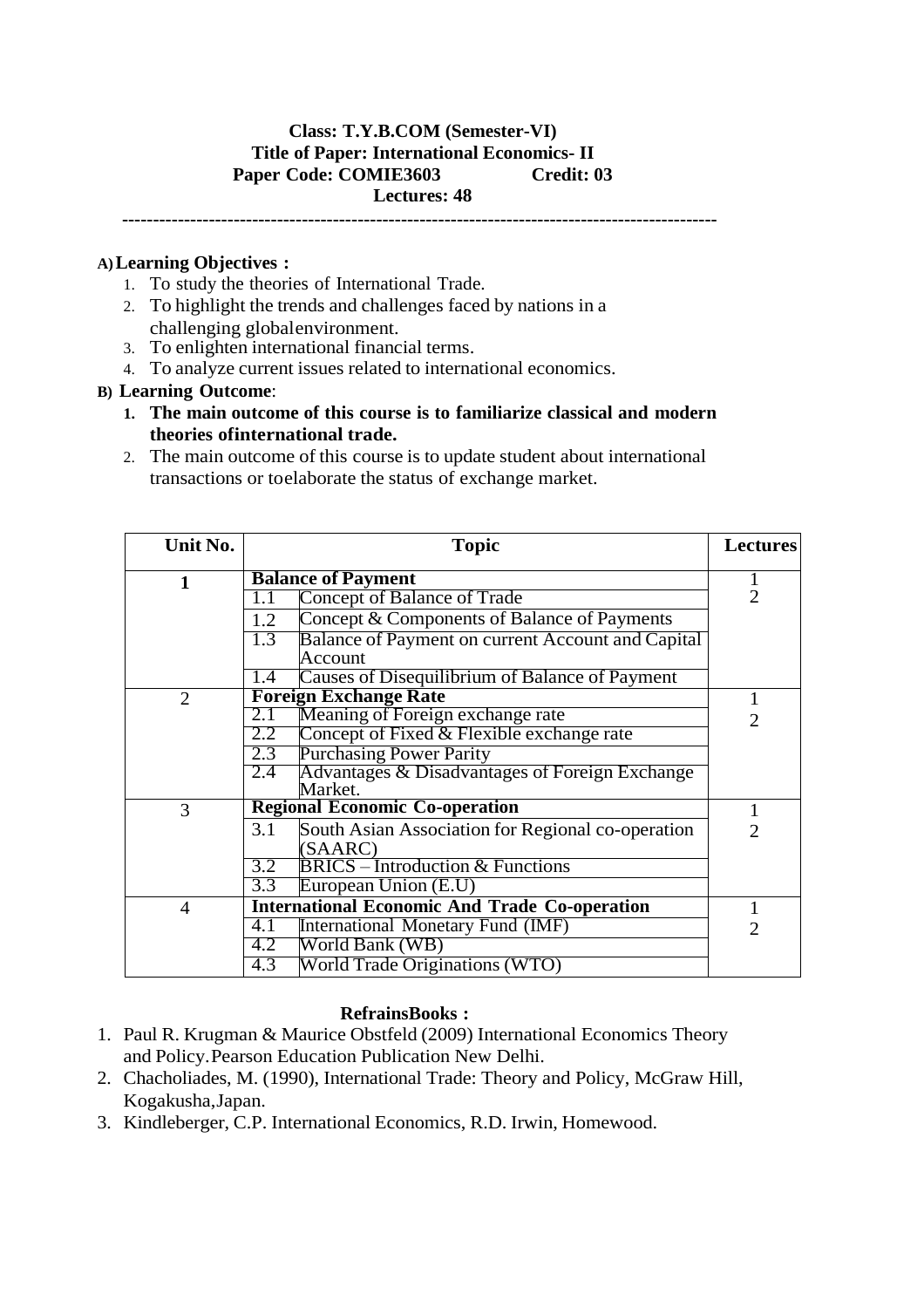**Class: T.Y.B.COM (Semester-VI)**
**Title of Paper: International Economics- II**
**Paper Code: COMIE3603 Credit: 03**
**Lectures: 48**

---

**A) Learning Objectives :**

1. To study the theories of International Trade.
2. To highlight the trends and challenges faced by nations in a challenging globalenvironment.
3. To enlighten international financial terms.
4. To analyze current issues related to international economics.

**B) Learning Outcome**:

1. **The main outcome of this course is to familiarize classical and modern theories ofinternational trade.**
2. The main outcome of this course is to update student about international transactions or toelaborate the status of exchange market.

| Unit No. | Topic | | Lectures |
|---|---|---|---|
| **1** | **Balance of Payment** | | 12 |
| | 1.1 | Concept of Balance of Trade | |
| | 1.2 | Concept & Components of Balance of Payments | |
| | 1.3 | Balance of Payment on current Account and Capital Account | |
| | 1.4 | Causes of Disequilibrium of Balance of Payment | |
| 2 | **Foreign Exchange Rate** | | 12 |
| | 2.1 | Meaning of Foreign exchange rate | |
| | 2.2 | Concept of Fixed & Flexible exchange rate | |
| | 2.3 | Purchasing Power Parity | |
| | 2.4 | Advantages & Disadvantages of Foreign Exchange Market. | |
| 3 | **Regional Economic Co-operation** | | 12 |
| | 3.1 | South Asian Association for Regional co-operation (SAARC) | |
| | 3.2 | BRICS – Introduction & Functions | |
| | 3.3 | European Union (E.U) | |
| 4 | **International Economic And Trade Co-operation** | | 12 |
| | 4.1 | International Monetary Fund (IMF) | |
| | 4.2 | World Bank (WB) | |
| | 4.3 | World Trade Originations (WTO) | |

**RefrainsBooks :**

1. Paul R. Krugman & Maurice Obstfeld (2009) International Economics Theory and Policy.Pearson Education Publication New Delhi.
2. Chacholiades, M. (1990), International Trade: Theory and Policy, McGraw Hill, Kogakusha,Japan.
3. Kindleberger, C.P. International Economics, R.D. Irwin, Homewood.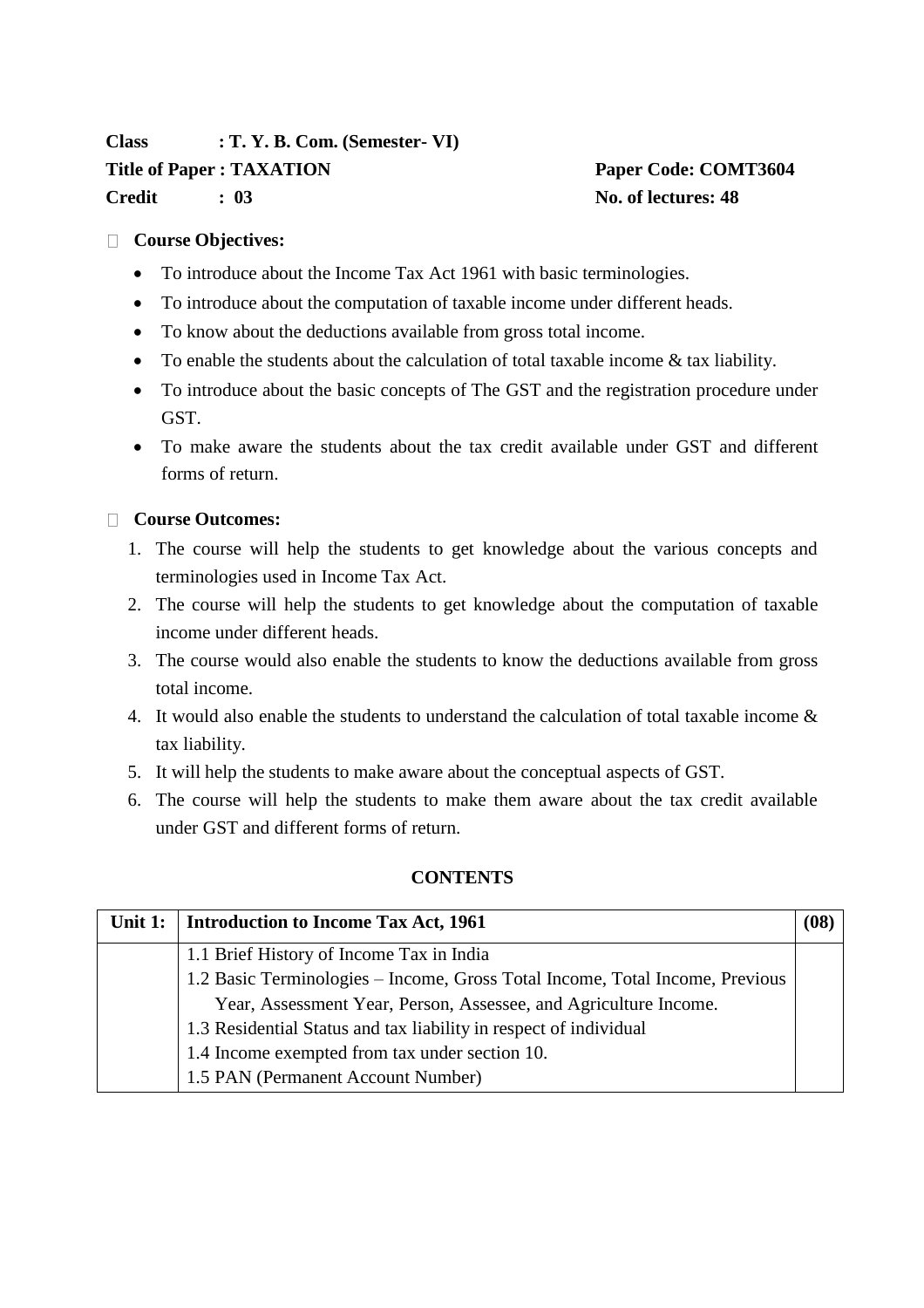**Class : T. Y. B. Com. (Semester- VI)**

**Title of Paper : TAXATION** **Paper Code: COMT3604**

**Credit : 03** **No. of lectures: 48**

- **Course Objectives:**
  - To introduce about the Income Tax Act 1961 with basic terminologies.
  - To introduce about the computation of taxable income under different heads.
  - To know about the deductions available from gross total income.
  - To enable the students about the calculation of total taxable income & tax liability.
  - To introduce about the basic concepts of The GST and the registration procedure under GST.
  - To make aware the students about the tax credit available under GST and different forms of return.

- **Course Outcomes:**
  1. The course will help the students to get knowledge about the various concepts and terminologies used in Income Tax Act.
  2. The course will help the students to get knowledge about the computation of taxable income under different heads.
  3. The course would also enable the students to know the deductions available from gross total income.
  4. It would also enable the students to understand the calculation of total taxable income & tax liability.
  5. It will help the students to make aware about the conceptual aspects of GST.
  6. The course will help the students to make them aware about the tax credit available under GST and different forms of return.

**CONTENTS**

| Unit 1: | Introduction to Income Tax Act, 1961 | (08) |
|---|---|---|
| | 1.1 Brief History of Income Tax in India<br>1.2 Basic Terminologies – Income, Gross Total Income, Total Income, Previous Year, Assessment Year, Person, Assessee, and Agriculture Income.<br>1.3 Residential Status and tax liability in respect of individual<br>1.4 Income exempted from tax under section 10.<br>1.5 PAN (Permanent Account Number) | |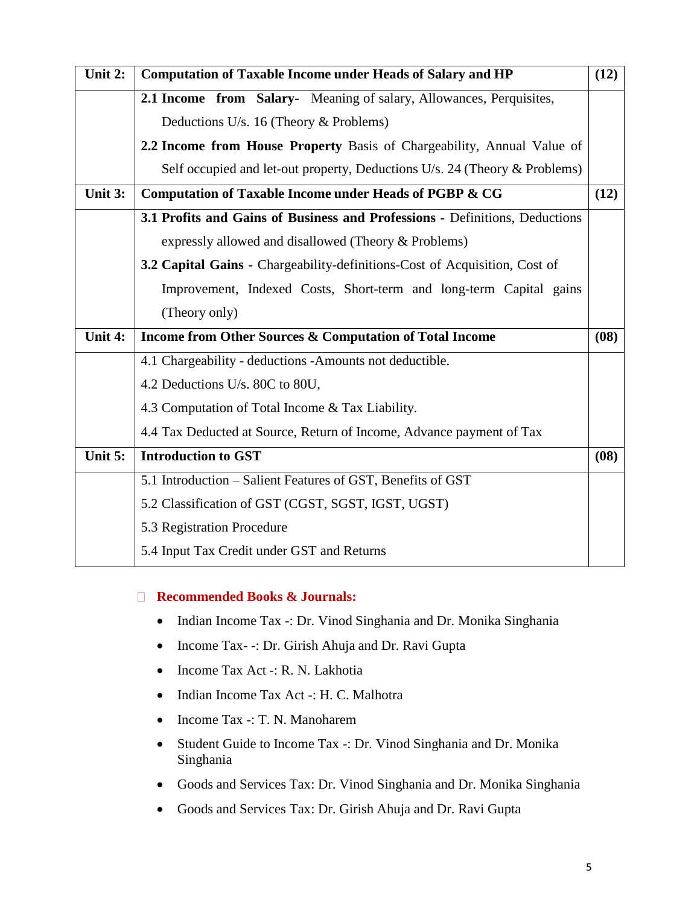| Unit 2: | **Computation of Taxable Income under Heads of Salary and HP** | **(12)** |
|---|---|---|
| | **2.1 Income from Salary-** Meaning of salary, Allowances, Perquisites, Deductions U/s. 16 (Theory & Problems)<br>**2.2 Income from House Property** Basis of Chargeability, Annual Value of Self occupied and let-out property, Deductions U/s. 24 (Theory & Problems) | |
| **Unit 3:** | **Computation of Taxable Income under Heads of PGBP & CG** | **(12)** |
| | **3.1 Profits and Gains of Business and Professions -** Definitions, Deductions expressly allowed and disallowed (Theory & Problems)<br>**3.2 Capital Gains -** Chargeability-definitions-Cost of Acquisition, Cost of Improvement, Indexed Costs, Short-term and long-term Capital gains (Theory only) | |
| **Unit 4:** | **Income from Other Sources & Computation of Total Income** | **(08)** |
| | 4.1 Chargeability - deductions -Amounts not deductible.<br>4.2 Deductions U/s. 80C to 80U,<br>4.3 Computation of Total Income & Tax Liability.<br>4.4 Tax Deducted at Source, Return of Income, Advance payment of Tax | |
| **Unit 5:** | **Introduction to GST** | **(08)** |
| | 5.1 Introduction – Salient Features of GST, Benefits of GST<br>5.2 Classification of GST (CGST, SGST, IGST, UGST)<br>5.3 Registration Procedure<br>5.4 Input Tax Credit under GST and Returns | |

**Recommended Books & Journals:**

- Indian Income Tax -: Dr. Vinod Singhania and Dr. Monika Singhania
- Income Tax- -: Dr. Girish Ahuja and Dr. Ravi Gupta
- Income Tax Act -: R. N. Lakhotia
- Indian Income Tax Act -: H. C. Malhotra
- Income Tax -: T. N. Manoharem
- Student Guide to Income Tax -: Dr. Vinod Singhania and Dr. Monika Singhania
- Goods and Services Tax: Dr. Vinod Singhania and Dr. Monika Singhania
- Goods and Services Tax: Dr. Girish Ahuja and Dr. Ravi Gupta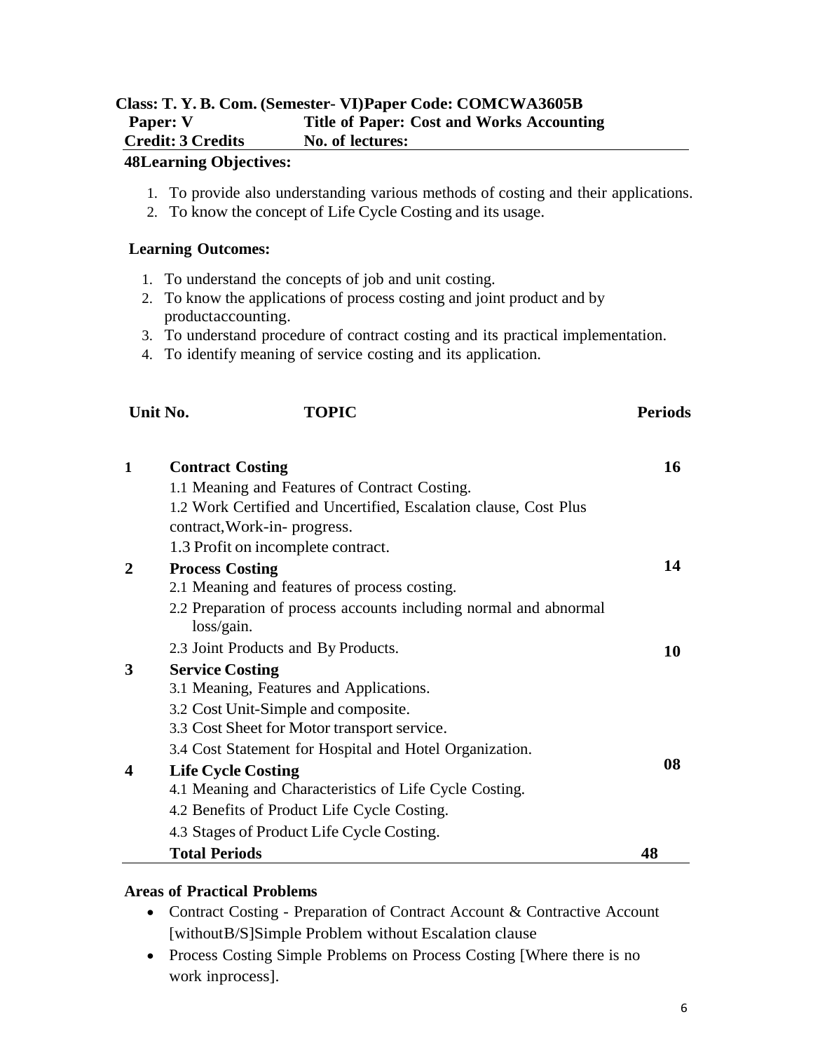**Class: T. Y. B. Com. (Semester- VI)Paper Code: COMCWA3605B**

**Paper: V** **Title of Paper: Cost and Works Accounting**

**Credit: 3 Credits** **No. of lectures:**

**48Learning Objectives:**

1. To provide also understanding various methods of costing and their applications.
2. To know the concept of Life Cycle Costing and its usage.

**Learning Outcomes:**

1. To understand the concepts of job and unit costing.
2. To know the applications of process costing and joint product and by productaccounting.
3. To understand procedure of contract costing and its practical implementation.
4. To identify meaning of service costing and its application.

| Unit No. | TOPIC | Periods |
|---|---|---|
| 1 | **Contract Costing**<br>1.1 Meaning and Features of Contract Costing.<br>1.2 Work Certified and Uncertified, Escalation clause, Cost Plus contract,Work-in- progress.<br>1.3 Profit on incomplete contract. | 16 |
| 2 | **Process Costing**<br>2.1 Meaning and features of process costing.<br>2.2 Preparation of process accounts including normal and abnormal loss/gain.<br>2.3 Joint Products and By Products. | 14 |
| 3 | **Service Costing**<br>3.1 Meaning, Features and Applications.<br>3.2 Cost Unit-Simple and composite.<br>3.3 Cost Sheet for Motor transport service.<br>3.4 Cost Statement for Hospital and Hotel Organization. | 10 |
| 4 | **Life Cycle Costing**<br>4.1 Meaning and Characteristics of Life Cycle Costing.<br>4.2 Benefits of Product Life Cycle Costing.<br>4.3 Stages of Product Life Cycle Costing. | 08 |
| | **Total Periods** | **48** |

**Areas of Practical Problems**

- Contract Costing - Preparation of Contract Account & Contractive Account [withoutB/S]Simple Problem without Escalation clause
- Process Costing Simple Problems on Process Costing [Where there is no work inprocess].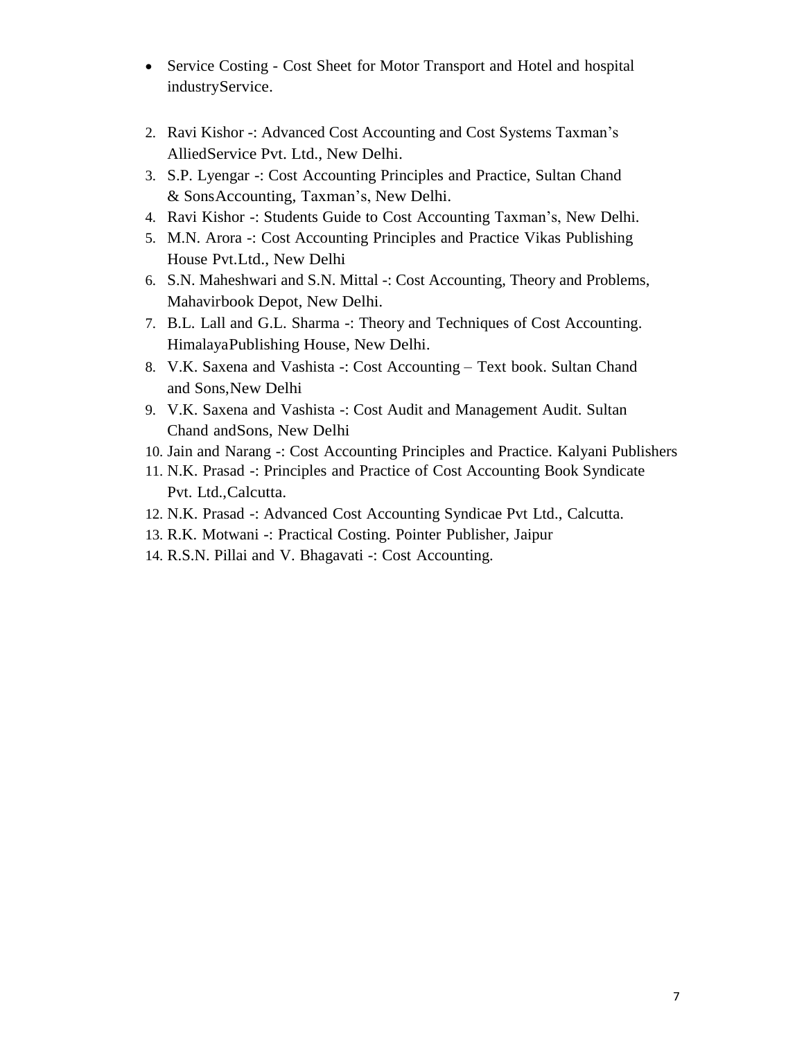- Service Costing - Cost Sheet for Motor Transport and Hotel and hospital industryService.

2. Ravi Kishor -: Advanced Cost Accounting and Cost Systems Taxman's AlliedService Pvt. Ltd., New Delhi.
3. S.P. Lyengar -: Cost Accounting Principles and Practice, Sultan Chand & SonsAccounting, Taxman's, New Delhi.
4. Ravi Kishor -: Students Guide to Cost Accounting Taxman's, New Delhi.
5. M.N. Arora -: Cost Accounting Principles and Practice Vikas Publishing House Pvt.Ltd., New Delhi
6. S.N. Maheshwari and S.N. Mittal -: Cost Accounting, Theory and Problems, Mahavirbook Depot, New Delhi.
7. B.L. Lall and G.L. Sharma -: Theory and Techniques of Cost Accounting. HimalayaPublishing House, New Delhi.
8. V.K. Saxena and Vashista -: Cost Accounting – Text book. Sultan Chand and Sons,New Delhi
9. V.K. Saxena and Vashista -: Cost Audit and Management Audit. Sultan Chand andSons, New Delhi
10. Jain and Narang -: Cost Accounting Principles and Practice. Kalyani Publishers
11. N.K. Prasad -: Principles and Practice of Cost Accounting Book Syndicate Pvt. Ltd.,Calcutta.
12. N.K. Prasad -: Advanced Cost Accounting Syndicae Pvt Ltd., Calcutta.
13. R.K. Motwani -: Practical Costing. Pointer Publisher, Jaipur
14. R.S.N. Pillai and V. Bhagavati -: Cost Accounting.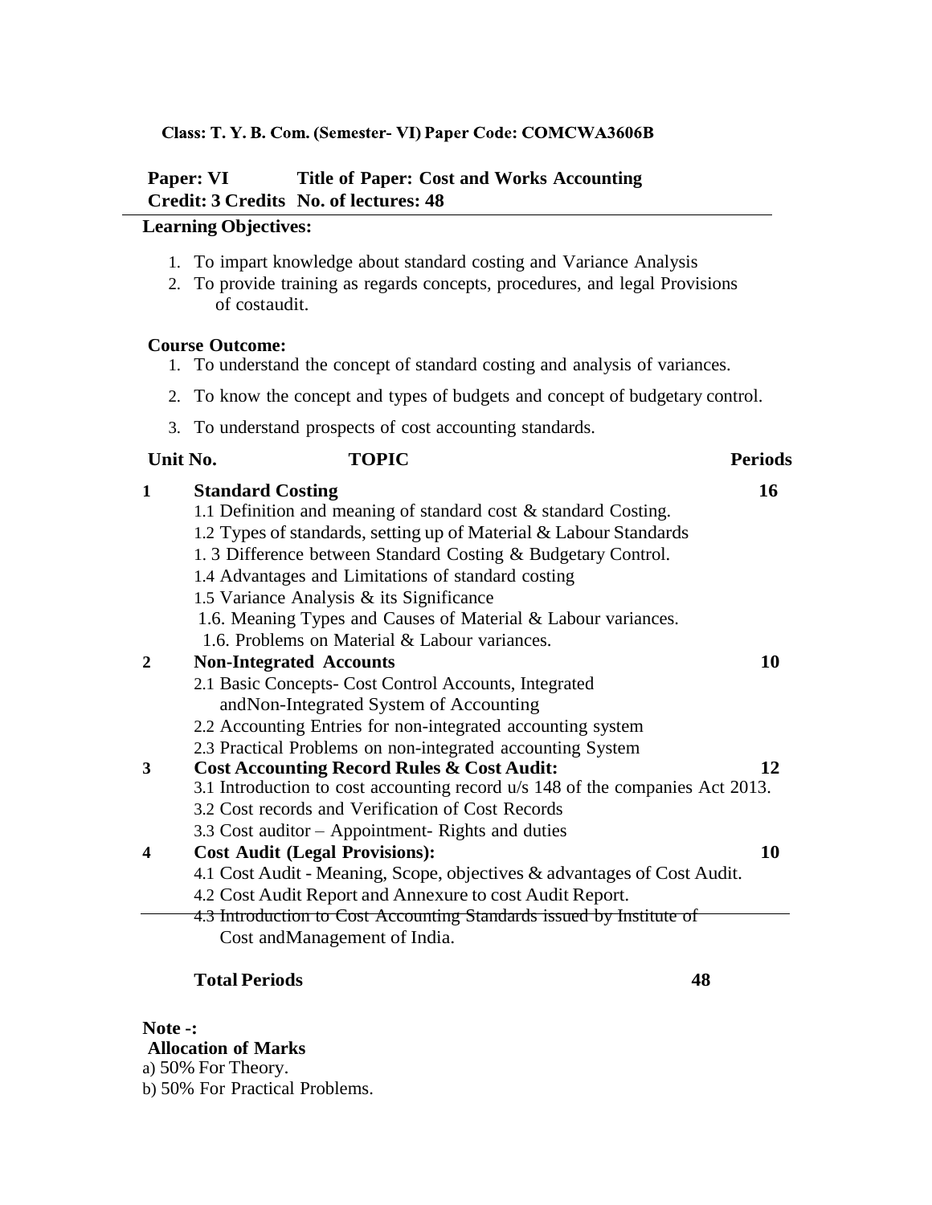**Class: T. Y. B. Com. (Semester- VI) Paper Code: COMCWA3606B**

**Paper: VI Title of Paper: Cost and Works Accounting**
**Credit: 3 Credits No. of lectures: 48**

**Learning Objectives:**

1. To impart knowledge about standard costing and Variance Analysis
2. To provide training as regards concepts, procedures, and legal Provisions of costaudit.

**Course Outcome:**

1. To understand the concept of standard costing and analysis of variances.
2. To know the concept and types of budgets and concept of budgetary control.
3. To understand prospects of cost accounting standards.

| Unit No. | TOPIC | Periods |
|---|---|---|
| 1 | **Standard Costing**<br>1.1 Definition and meaning of standard cost & standard Costing.<br>1.2 Types of standards, setting up of Material & Labour Standards<br>1. 3 Difference between Standard Costing & Budgetary Control.<br>1.4 Advantages and Limitations of standard costing<br>1.5 Variance Analysis & its Significance<br>1.6. Meaning Types and Causes of Material & Labour variances.<br>1.6. Problems on Material & Labour variances. | 16 |
| 2 | **Non-Integrated Accounts**<br>2.1 Basic Concepts- Cost Control Accounts, Integrated andNon-Integrated System of Accounting<br>2.2 Accounting Entries for non-integrated accounting system<br>2.3 Practical Problems on non-integrated accounting System | 10 |
| 3 | **Cost Accounting Record Rules & Cost Audit:**<br>3.1 Introduction to cost accounting record u/s 148 of the companies Act 2013.<br>3.2 Cost records and Verification of Cost Records<br>3.3 Cost auditor – Appointment- Rights and duties | 12 |
| 4 | **Cost Audit (Legal Provisions):**<br>4.1 Cost Audit - Meaning, Scope, objectives & advantages of Cost Audit.<br>4.2 Cost Audit Report and Annexure to cost Audit Report.<br>4.3 Introduction to Cost Accounting Standards issued by Institute of Cost andManagement of India. | 10 |
| | **Total Periods** | **48** |

**Note -:**
**Allocation of Marks**
a) 50% For Theory.
b) 50% For Practical Problems.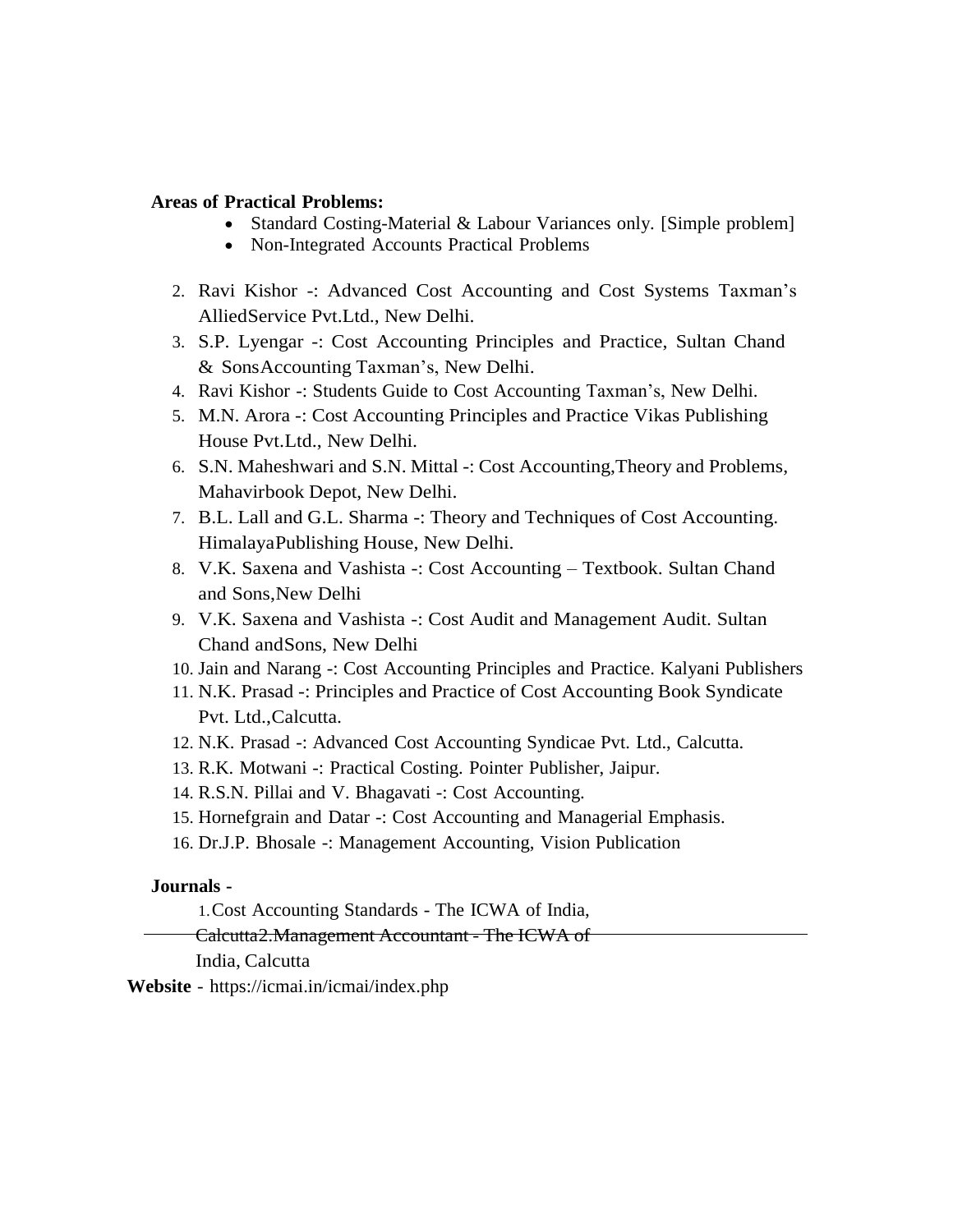**Areas of Practical Problems:**

- Standard Costing-Material & Labour Variances only. [Simple problem]
- Non-Integrated Accounts Practical Problems

2. Ravi Kishor -: Advanced Cost Accounting and Cost Systems Taxman's AlliedService Pvt.Ltd., New Delhi.
3. S.P. Lyengar -: Cost Accounting Principles and Practice, Sultan Chand & SonsAccounting Taxman's, New Delhi.
4. Ravi Kishor -: Students Guide to Cost Accounting Taxman's, New Delhi.
5. M.N. Arora -: Cost Accounting Principles and Practice Vikas Publishing House Pvt.Ltd., New Delhi.
6. S.N. Maheshwari and S.N. Mittal -: Cost Accounting,Theory and Problems, Mahavirbook Depot, New Delhi.
7. B.L. Lall and G.L. Sharma -: Theory and Techniques of Cost Accounting. HimalayaPublishing House, New Delhi.
8. V.K. Saxena and Vashista -: Cost Accounting – Textbook. Sultan Chand and Sons,New Delhi
9. V.K. Saxena and Vashista -: Cost Audit and Management Audit. Sultan Chand andSons, New Delhi
10. Jain and Narang -: Cost Accounting Principles and Practice. Kalyani Publishers
11. N.K. Prasad -: Principles and Practice of Cost Accounting Book Syndicate Pvt. Ltd.,Calcutta.
12. N.K. Prasad -: Advanced Cost Accounting Syndicae Pvt. Ltd., Calcutta.
13. R.K. Motwani -: Practical Costing. Pointer Publisher, Jaipur.
14. R.S.N. Pillai and V. Bhagavati -: Cost Accounting.
15. Hornefgrain and Datar -: Cost Accounting and Managerial Emphasis.
16. Dr.J.P. Bhosale -: Management Accounting, Vision Publication

**Journals -**

1. Cost Accounting Standards - The ICWA of India, Calcutta
2. Management Accountant - The ICWA of India, Calcutta

**Website** - https://icmai.in/icmai/index.php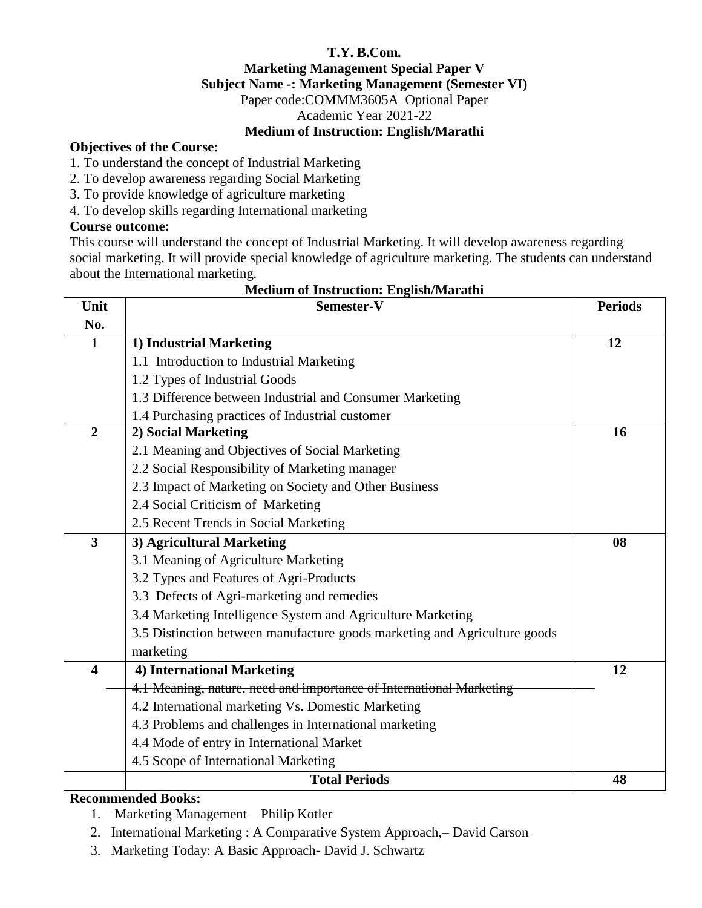**T.Y. B.Com.**

**Marketing Management Special Paper V**

**Subject Name -: Marketing Management (Semester VI)**

Paper code:COMMM3605A Optional Paper

Academic Year 2021-22

**Medium of Instruction: English/Marathi**

**Objectives of the Course:**

1. To understand the concept of Industrial Marketing
2. To develop awareness regarding Social Marketing
3. To provide knowledge of agriculture marketing
4. To develop skills regarding International marketing

**Course outcome:**

This course will understand the concept of Industrial Marketing. It will develop awareness regarding social marketing. It will provide special knowledge of agriculture marketing. The students can understand about the International marketing.

**Medium of Instruction: English/Marathi**

| Unit No. | Semester-V | Periods |
|---|---|---|
| 1 | **1) Industrial Marketing** | **12** |
| | 1.1 Introduction to Industrial Marketing | |
| | 1.2 Types of Industrial Goods | |
| | 1.3 Difference between Industrial and Consumer Marketing | |
| | 1.4 Purchasing practices of Industrial customer | |
| **2** | **2) Social Marketing** | **16** |
| | 2.1 Meaning and Objectives of Social Marketing | |
| | 2.2 Social Responsibility of Marketing manager | |
| | 2.3 Impact of Marketing on Society and Other Business | |
| | 2.4 Social Criticism of Marketing | |
| | 2.5 Recent Trends in Social Marketing | |
| **3** | **3) Agricultural Marketing** | **08** |
| | 3.1 Meaning of Agriculture Marketing | |
| | 3.2 Types and Features of Agri-Products | |
| | 3.3 Defects of Agri-marketing and remedies | |
| | 3.4 Marketing Intelligence System and Agriculture Marketing | |
| | 3.5 Distinction between manufacture goods marketing and Agriculture goods marketing | |
| **4** | **4) International Marketing** | **12** |
| | ~~4.1 Meaning, nature, need and importance of International Marketing~~ | |
| | 4.2 International marketing Vs. Domestic Marketing | |
| | 4.3 Problems and challenges in International marketing | |
| | 4.4 Mode of entry in International Market | |
| | 4.5 Scope of International Marketing | |
| | **Total Periods** | **48** |

**Recommended Books:**

1. Marketing Management – Philip Kotler
2. International Marketing : A Comparative System Approach,– David Carson
3. Marketing Today: A Basic Approach- David J. Schwartz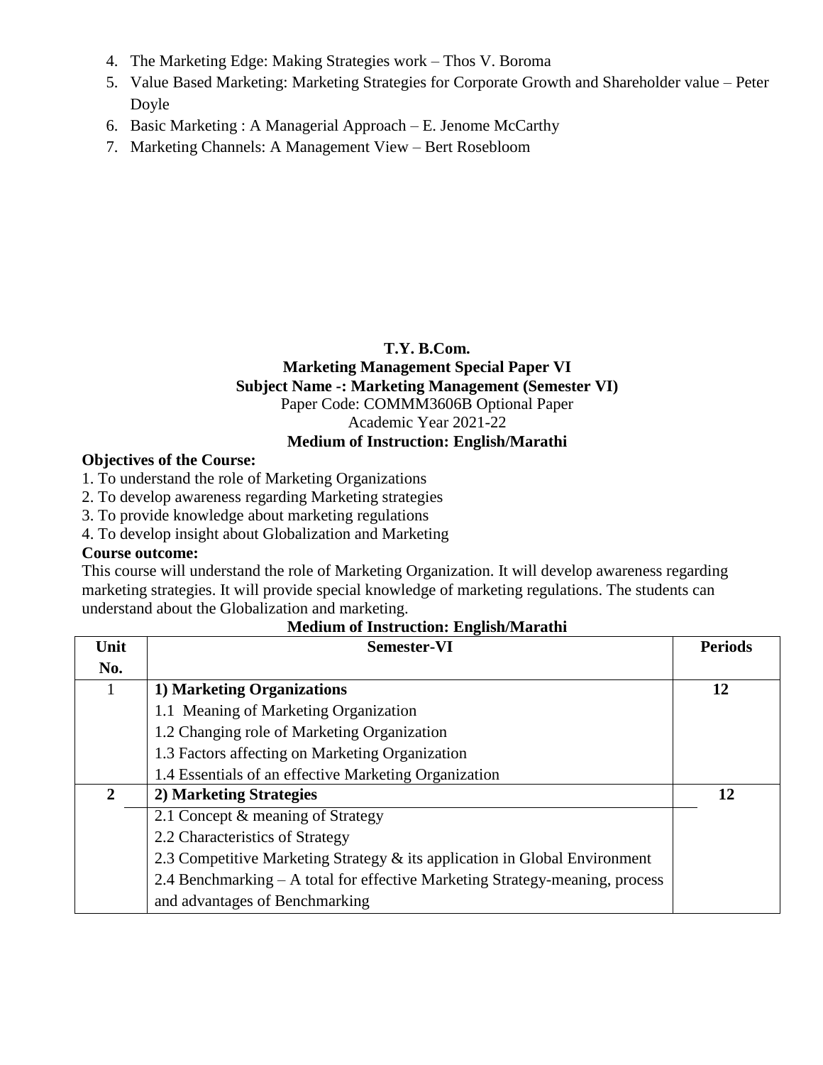4. The Marketing Edge: Making Strategies work – Thos V. Boroma
5. Value Based Marketing: Marketing Strategies for Corporate Growth and Shareholder value – Peter Doyle
6. Basic Marketing : A Managerial Approach – E. Jenome McCarthy
7. Marketing Channels: A Management View – Bert Rosebloom

**T.Y. B.Com.**

**Marketing Management Special Paper VI**

**Subject Name -: Marketing Management (Semester VI)**

Paper Code: COMMM3606B Optional Paper

Academic Year 2021-22

**Medium of Instruction: English/Marathi**

**Objectives of the Course:**

1. To understand the role of Marketing Organizations
2. To develop awareness regarding Marketing strategies
3. To provide knowledge about marketing regulations
4. To develop insight about Globalization and Marketing

**Course outcome:**

This course will understand the role of Marketing Organization. It will develop awareness regarding marketing strategies. It will provide special knowledge of marketing regulations. The students can understand about the Globalization and marketing.

**Medium of Instruction: English/Marathi**

| Unit No. | Semester-VI | Periods |
|---|---|---|
| 1 | **1) Marketing Organizations** | **12** |
| | 1.1 Meaning of Marketing Organization | |
| | 1.2 Changing role of Marketing Organization | |
| | 1.3 Factors affecting on Marketing Organization | |
| | 1.4 Essentials of an effective Marketing Organization | |
| **2** | **2) Marketing Strategies** | **12** |
| | 2.1 Concept & meaning of Strategy | |
| | 2.2 Characteristics of Strategy | |
| | 2.3 Competitive Marketing Strategy & its application in Global Environment | |
| | 2.4 Benchmarking – A total for effective Marketing Strategy-meaning, process and advantages of Benchmarking | |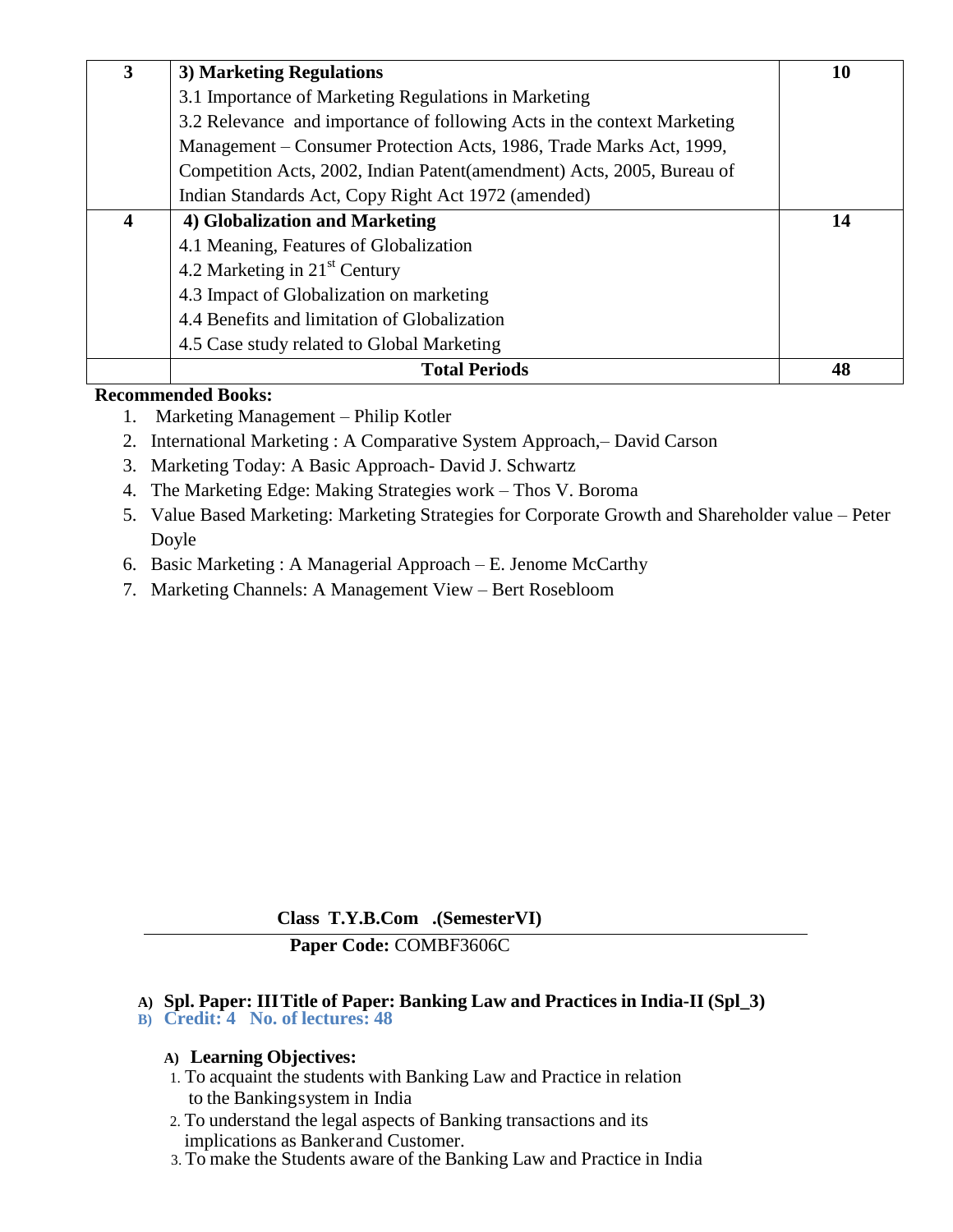| 3 | **3) Marketing Regulations**<br>3.1 Importance of Marketing Regulations in Marketing<br>3.2 Relevance and importance of following Acts in the context Marketing Management – Consumer Protection Acts, 1986, Trade Marks Act, 1999, Competition Acts, 2002, Indian Patent(amendment) Acts, 2005, Bureau of Indian Standards Act, Copy Right Act 1972 (amended) | **10** |
|---|---|---|
| **4** | **4) Globalization and Marketing**<br>4.1 Meaning, Features of Globalization<br>4.2 Marketing in 21st Century<br>4.3 Impact of Globalization on marketing<br>4.4 Benefits and limitation of Globalization<br>4.5 Case study related to Global Marketing | **14** |
| | **Total Periods** | **48** |

**Recommended Books:**

1. Marketing Management – Philip Kotler
2. International Marketing : A Comparative System Approach,– David Carson
3. Marketing Today: A Basic Approach- David J. Schwartz
4. The Marketing Edge: Making Strategies work – Thos V. Boroma
5. Value Based Marketing: Marketing Strategies for Corporate Growth and Shareholder value – Peter Doyle
6. Basic Marketing : A Managerial Approach – E. Jenome McCarthy
7. Marketing Channels: A Management View – Bert Rosebloom

**Class T.Y.B.Com .(SemesterVI)**

**Paper Code:** COMBF3606C

A) **Spl. Paper: III Title of Paper: Banking Law and Practices in India-II (Spl_3)**
B) **Credit: 4 No. of lectures: 48**

A) **Learning Objectives:**

1. To acquaint the students with Banking Law and Practice in relation to the Banking system in India
2. To understand the legal aspects of Banking transactions and its implications as Banker and Customer.
3. To make the Students aware of the Banking Law and Practice in India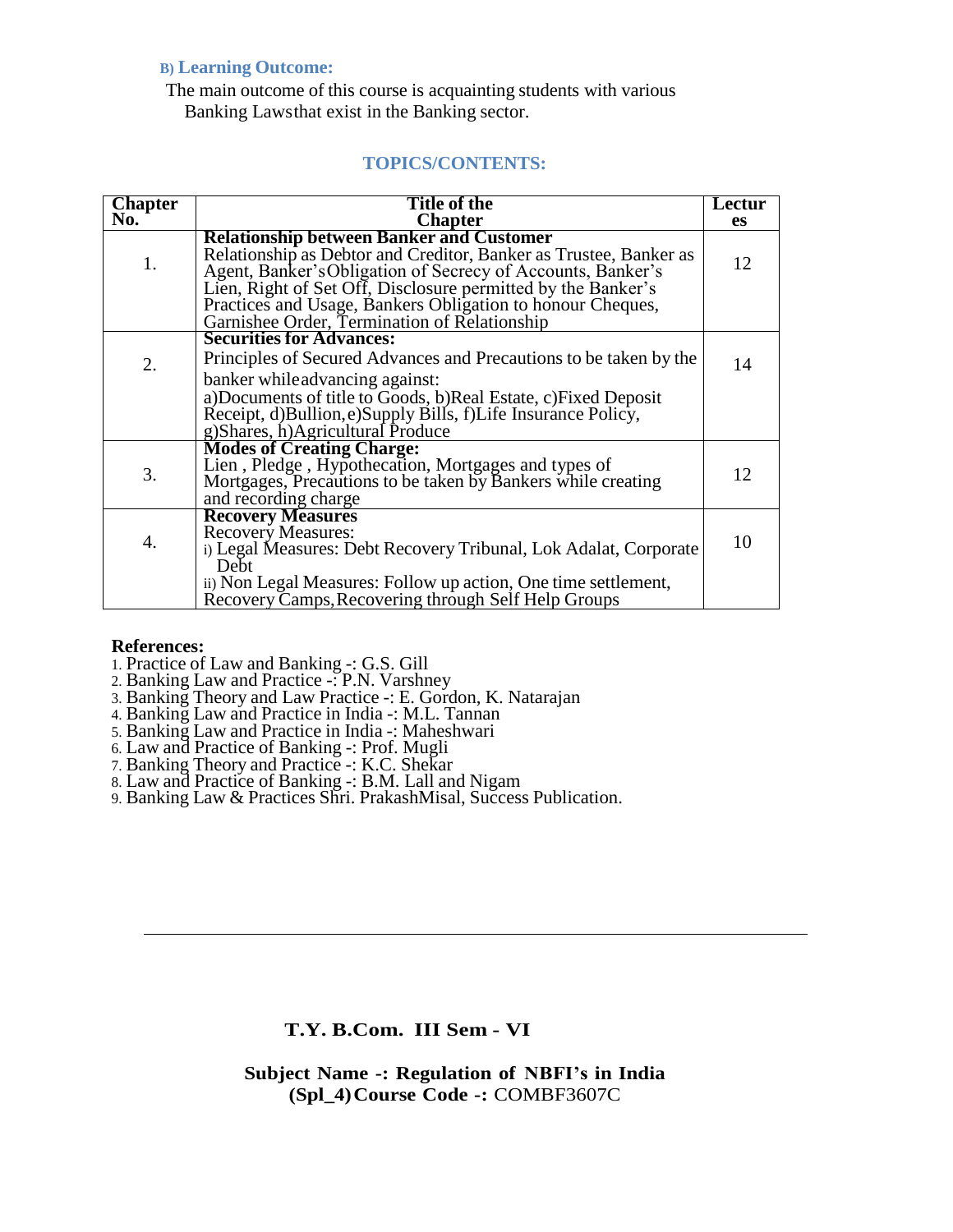### B) Learning Outcome:

The main outcome of this course is acquainting students with various Banking Lawsthat exist in the Banking sector.

## TOPICS/CONTENTS:

| Chapter No. | Title of the Chapter | Lectures |
|---|---|---|
| 1. | **Relationship between Banker and Customer**<br>Relationship as Debtor and Creditor, Banker as Trustee, Banker as Agent, Banker's Obligation of Secrecy of Accounts, Banker's Lien, Right of Set Off, Disclosure permitted by the Banker's Practices and Usage, Bankers Obligation to honour Cheques, Garnishee Order, Termination of Relationship | 12 |
| 2. | **Securities for Advances:**<br>Principles of Secured Advances and Precautions to be taken by the banker whileadvancing against:<br>a)Documents of title to Goods, b)Real Estate, c)Fixed Deposit Receipt, d)Bullion,e)Supply Bills, f)Life Insurance Policy, g)Shares, h)Agricultural Produce | 14 |
| 3. | **Modes of Creating Charge:**<br>Lien , Pledge , Hypothecation, Mortgages and types of Mortgages, Precautions to be taken by Bankers while creating and recording charge | 12 |
| 4. | **Recovery Measures**<br>Recovery Measures:<br>i) Legal Measures: Debt Recovery Tribunal, Lok Adalat, Corporate Debt<br>ii) Non Legal Measures: Follow up action, One time settlement, Recovery Camps,Recovering through Self Help Groups | 10 |

**References:**

1. Practice of Law and Banking -: G.S. Gill
2. Banking Law and Practice -: P.N. Varshney
3. Banking Theory and Law Practice -: E. Gordon, K. Natarajan
4. Banking Law and Practice in India -: M.L. Tannan
5. Banking Law and Practice in India -: Maheshwari
6. Law and Practice of Banking -: Prof. Mugli
7. Banking Theory and Practice -: K.C. Shekar
8. Law and Practice of Banking -: B.M. Lall and Nigam
9. Banking Law & Practices Shri. PrakashMisal, Success Publication.

---

**T.Y. B.Com. III Sem - VI**

**Subject Name -: Regulation of NBFI's in India**
**(Spl_4) Course Code -:** COMBF3607C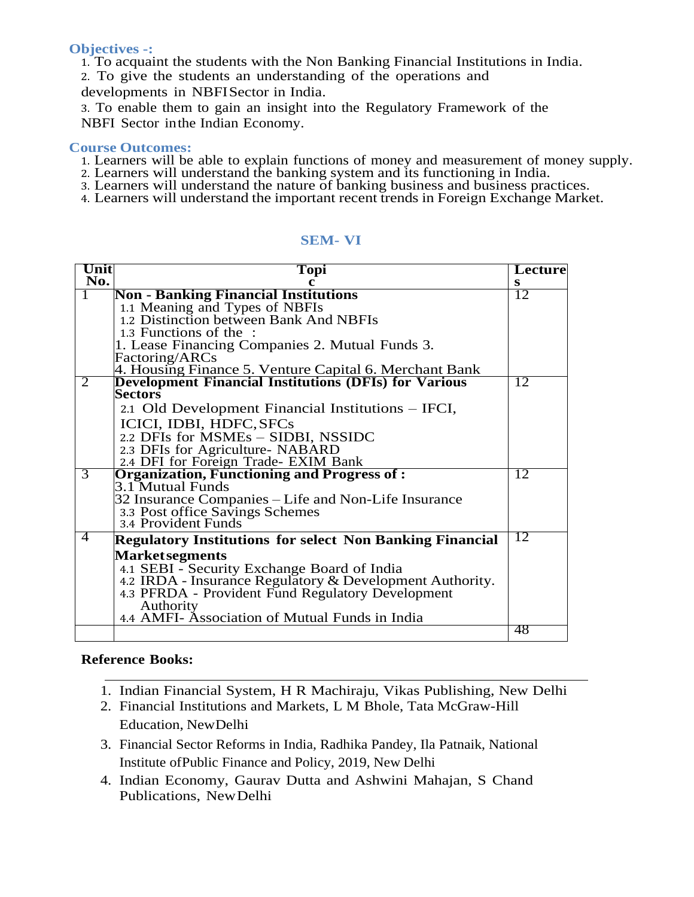**Objectives -:**

1. To acquaint the students with the Non Banking Financial Institutions in India.
2. To give the students an understanding of the operations and developments in NBFI Sector in India.
3. To enable them to gain an insight into the Regulatory Framework of the NBFI Sector in the Indian Economy.

**Course Outcomes:**

1. Learners will be able to explain functions of money and measurement of money supply.
2. Learners will understand the banking system and its functioning in India.
3. Learners will understand the nature of banking business and business practices.
4. Learners will understand the important recent trends in Foreign Exchange Market.

## SEM- VI

| Unit No. | Topic | Lectures |
|---|---|---|
| 1 | **Non - Banking Financial Institutions**<br>1.1 Meaning and Types of NBFIs<br>1.2 Distinction between Bank And NBFIs<br>1.3 Functions of the :<br>1. Lease Financing Companies 2. Mutual Funds 3. Factoring/ARCs<br>4. Housing Finance 5. Venture Capital 6. Merchant Bank | 12 |
| 2 | **Development Financial Institutions (DFIs) for Various Sectors**<br>2.1 Old Development Financial Institutions – IFCI, ICICI, IDBI, HDFC, SFCs<br>2.2 DFIs for MSMEs – SIDBI, NSSIDC<br>2.3 DFIs for Agriculture- NABARD<br>2.4 DFI for Foreign Trade- EXIM Bank | 12 |
| 3 | **Organization, Functioning and Progress of :**<br>3.1 Mutual Funds<br>32 Insurance Companies – Life and Non-Life Insurance<br>3.3 Post office Savings Schemes<br>3.4 Provident Funds | 12 |
| 4 | **Regulatory Institutions for select Non Banking Financial Market segments**<br>4.1 SEBI - Security Exchange Board of India<br>4.2 IRDA - Insurance Regulatory & Development Authority.<br>4.3 PFRDA - Provident Fund Regulatory Development Authority<br>4.4 AMFI- Association of Mutual Funds in India | 12 |
| | | 48 |

**Reference Books:**

1. Indian Financial System, H R Machiraju, Vikas Publishing, New Delhi
2. Financial Institutions and Markets, L M Bhole, Tata McGraw-Hill Education, New Delhi
3. Financial Sector Reforms in India, Radhika Pandey, Ila Patnaik, National Institute of Public Finance and Policy, 2019, New Delhi
4. Indian Economy, Gaurav Dutta and Ashwini Mahajan, S Chand Publications, New Delhi